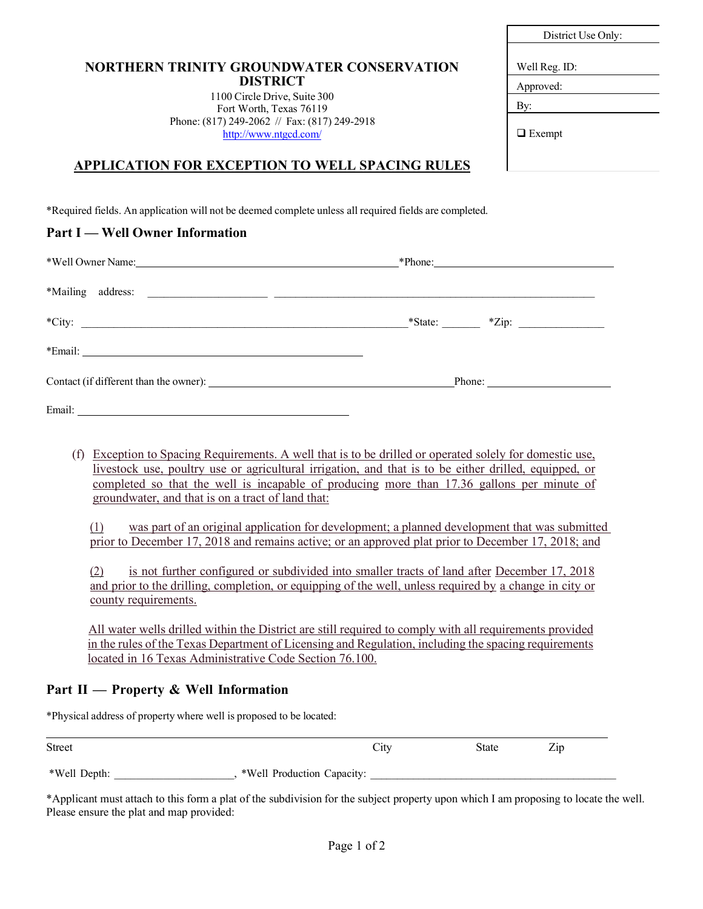| District Use Only: |
| --- |
| Well Reg. ID: |
| Approved: |
| By: |
| ❑ Exempt |

# NORTHERN TRINITY GROUNDWATER CONSERVATION DISTRICT

1100 Circle Drive, Suite 300
Fort Worth, Texas 76119
Phone: (817) 249-2062 // Fax: (817) 249-2918
http://www.ntgcd.com/

## APPLICATION FOR EXCEPTION TO WELL SPACING RULES

*Required fields. An application will not be deemed complete unless all required fields are completed.

## Part I — Well Owner Information

*Well Owner Name: ______________________________ *Phone: ______________________

*Mailing address: ______________ ________________________________________

*City: ________________________________________ *State: _____ *Zip: __________

*Email: ______________________________________

Contact (if different than the owner): ______________________________ Phone: ______________

Email: ______________________________________

(f) Exception to Spacing Requirements. A well that is to be drilled or operated solely for domestic use, livestock use, poultry use or agricultural irrigation, and that is to be either drilled, equipped, or completed so that the well is incapable of producing more than 17.36 gallons per minute of groundwater, and that is on a tract of land that:

(1) was part of an original application for development; a planned development that was submitted prior to December 17, 2018 and remains active; or an approved plat prior to December 17, 2018; and

(2) is not further configured or subdivided into smaller tracts of land after December 17, 2018 and prior to the drilling, completion, or equipping of the well, unless required by a change in city or county requirements.

All water wells drilled within the District are still required to comply with all requirements provided in the rules of the Texas Department of Licensing and Regulation, including the spacing requirements located in 16 Texas Administrative Code Section 76.100.

## Part II — Property & Well Information

*Physical address of property where well is proposed to be located:

______________________________________________________________________

Street City State Zip

*Well Depth: ______________, *Well Production Capacity: ______________________________

*Applicant must attach to this form a plat of the subdivision for the subject property upon which I am proposing to locate the well. Please ensure the plat and map provided: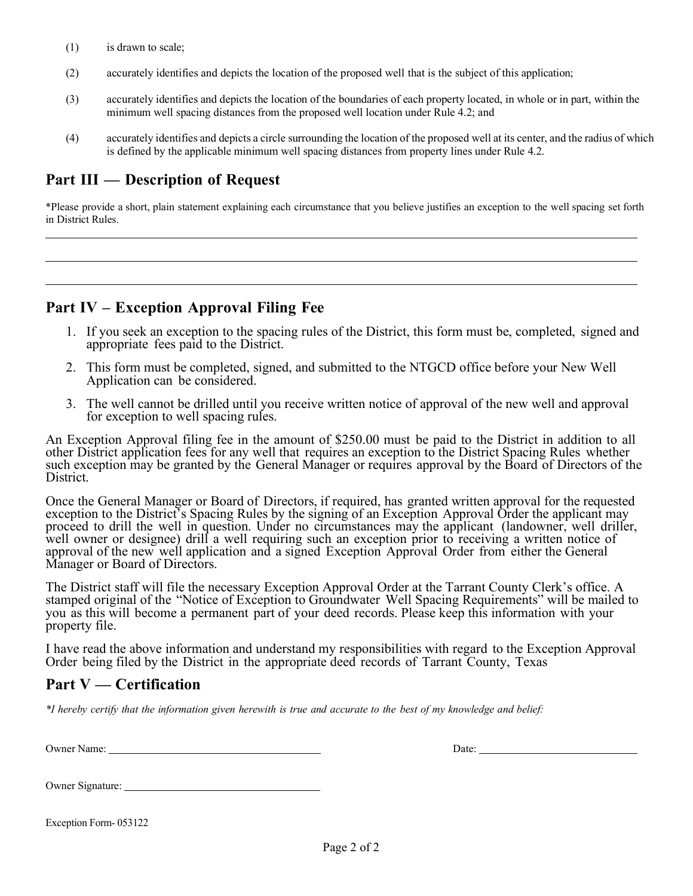(1) is drawn to scale;

(2) accurately identifies and depicts the location of the proposed well that is the subject of this application;

(3) accurately identifies and depicts the location of the boundaries of each property located, in whole or in part, within the minimum well spacing distances from the proposed well location under Rule 4.2; and

(4) accurately identifies and depicts a circle surrounding the location of the proposed well at its center, and the radius of which is defined by the applicable minimum well spacing distances from property lines under Rule 4.2.

## Part III — Description of Request

*Please provide a short, plain statement explaining each circumstance that you believe justifies an exception to the well spacing set forth in District Rules.

______________________________________________________________________

______________________________________________________________________

______________________________________________________________________

## Part IV – Exception Approval Filing Fee

1. If you seek an exception to the spacing rules of the District, this form must be, completed, signed and appropriate fees paid to the District.
2. This form must be completed, signed, and submitted to the NTGCD office before your New Well Application can be considered.
3. The well cannot be drilled until you receive written notice of approval of the new well and approval for exception to well spacing rules.

An Exception Approval filing fee in the amount of $250.00 must be paid to the District in addition to all other District application fees for any well that requires an exception to the District Spacing Rules whether such exception may be granted by the General Manager or requires approval by the Board of Directors of the District.

Once the General Manager or Board of Directors, if required, has granted written approval for the requested exception to the District's Spacing Rules by the signing of an Exception Approval Order the applicant may proceed to drill the well in question. Under no circumstances may the applicant (landowner, well driller, well owner or designee) drill a well requiring such an exception prior to receiving a written notice of approval of the new well application and a signed Exception Approval Order from either the General Manager or Board of Directors.

The District staff will file the necessary Exception Approval Order at the Tarrant County Clerk's office. A stamped original of the "Notice of Exception to Groundwater Well Spacing Requirements" will be mailed to you as this will become a permanent part of your deed records. Please keep this information with your property file.

I have read the above information and understand my responsibilities with regard to the Exception Approval Order being filed by the District in the appropriate deed records of Tarrant County, Texas

## Part V — Certification

*\*I hereby certify that the information given herewith is true and accurate to the best of my knowledge and belief:*

Owner Name: ______________________________ Date: ______________________

Owner Signature: ______________________________

Exception Form- 053122